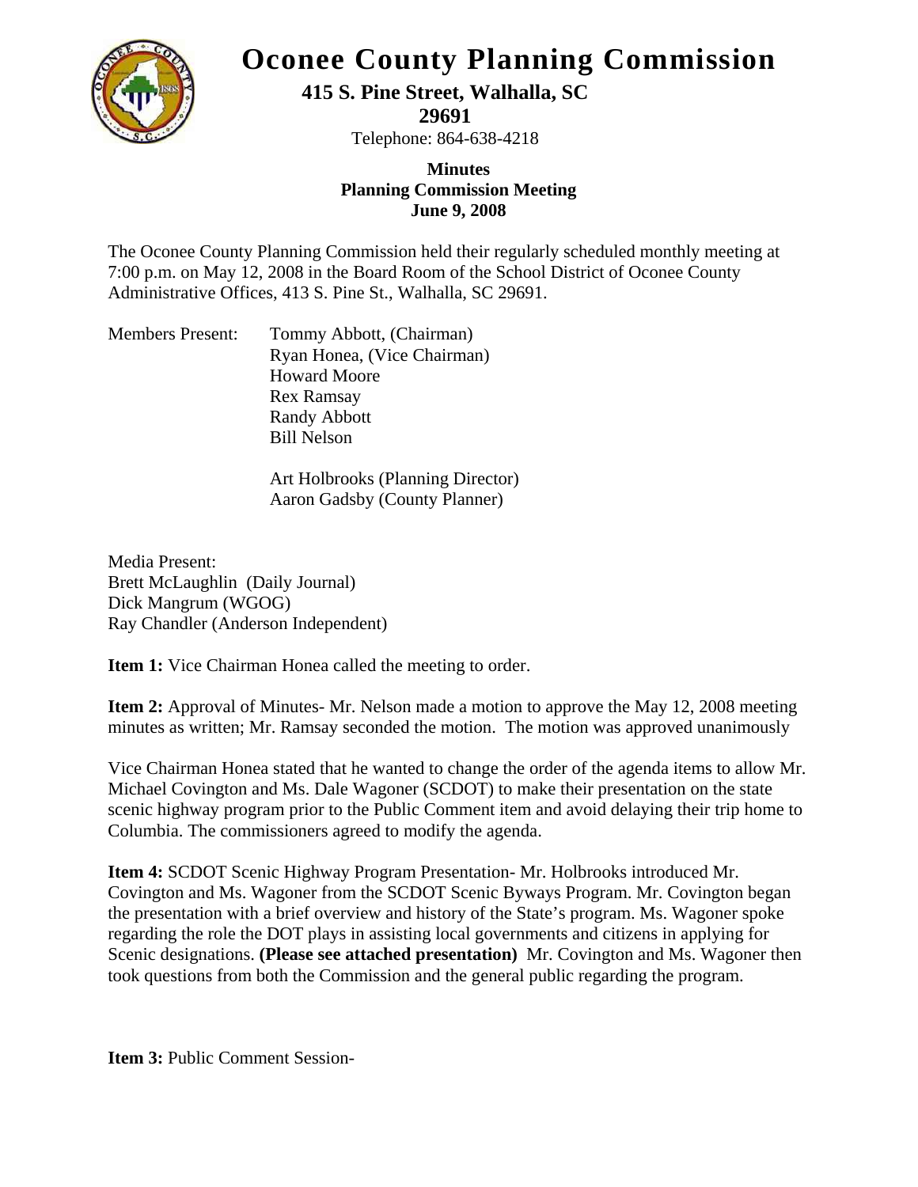# Oconee County Planning Commission

**415 S. Pine Street, Walhalla, SC 29691**

Telephone: 864-638-4218

**Minutes**
**Planning Commission Meeting**
**June 9, 2008**

The Oconee County Planning Commission held their regularly scheduled monthly meeting at 7:00 p.m. on May 12, 2008 in the Board Room of the School District of Oconee County Administrative Offices, 413 S. Pine St., Walhalla, SC 29691.

Members Present:
- Tommy Abbott, (Chairman)
- Ryan Honea, (Vice Chairman)
- Howard Moore
- Rex Ramsay
- Randy Abbott
- Bill Nelson

- Art Holbrooks (Planning Director)
- Aaron Gadsby (County Planner)

Media Present:
Brett McLaughlin (Daily Journal)
Dick Mangrum (WGOG)
Ray Chandler (Anderson Independent)

**Item 1:** Vice Chairman Honea called the meeting to order.

**Item 2:** Approval of Minutes- Mr. Nelson made a motion to approve the May 12, 2008 meeting minutes as written; Mr. Ramsay seconded the motion. The motion was approved unanimously

Vice Chairman Honea stated that he wanted to change the order of the agenda items to allow Mr. Michael Covington and Ms. Dale Wagoner (SCDOT) to make their presentation on the state scenic highway program prior to the Public Comment item and avoid delaying their trip home to Columbia. The commissioners agreed to modify the agenda.

**Item 4:** SCDOT Scenic Highway Program Presentation- Mr. Holbrooks introduced Mr. Covington and Ms. Wagoner from the SCDOT Scenic Byways Program. Mr. Covington began the presentation with a brief overview and history of the State's program. Ms. Wagoner spoke regarding the role the DOT plays in assisting local governments and citizens in applying for Scenic designations. **(Please see attached presentation)** Mr. Covington and Ms. Wagoner then took questions from both the Commission and the general public regarding the program.

**Item 3:** Public Comment Session-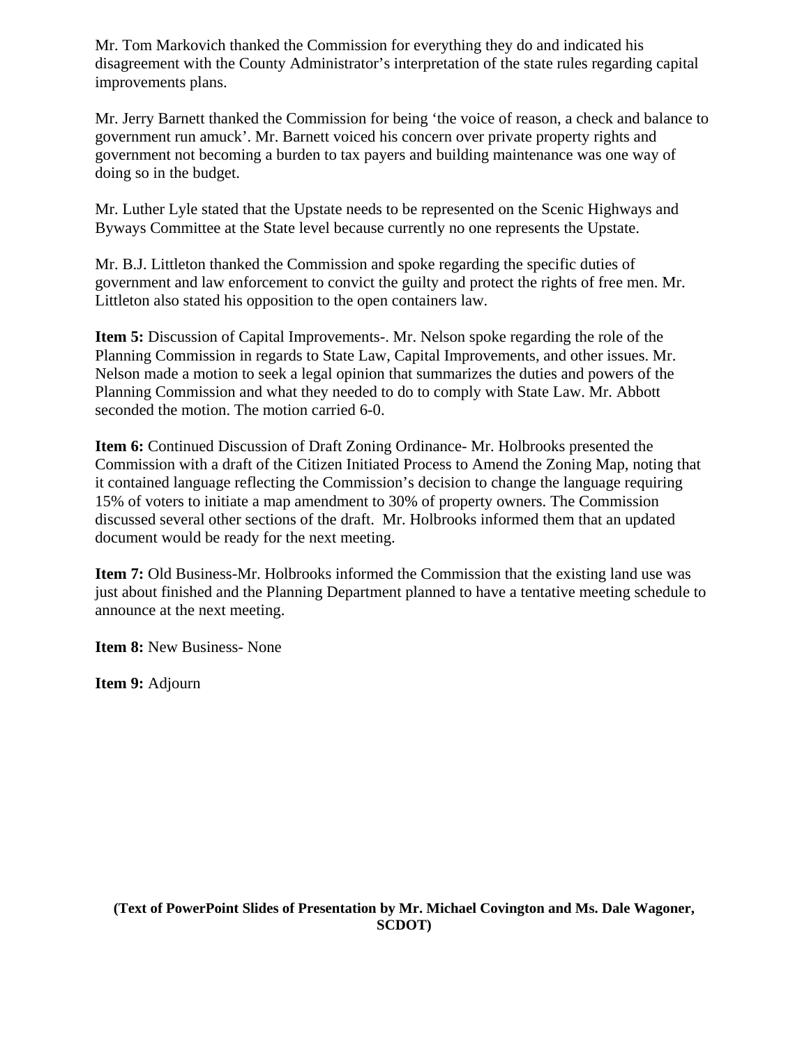Mr. Tom Markovich thanked the Commission for everything they do and indicated his disagreement with the County Administrator's interpretation of the state rules regarding capital improvements plans.

Mr. Jerry Barnett thanked the Commission for being 'the voice of reason, a check and balance to government run amuck'. Mr. Barnett voiced his concern over private property rights and government not becoming a burden to tax payers and building maintenance was one way of doing so in the budget.

Mr. Luther Lyle stated that the Upstate needs to be represented on the Scenic Highways and Byways Committee at the State level because currently no one represents the Upstate.

Mr. B.J. Littleton thanked the Commission and spoke regarding the specific duties of government and law enforcement to convict the guilty and protect the rights of free men. Mr. Littleton also stated his opposition to the open containers law.

**Item 5:** Discussion of Capital Improvements-. Mr. Nelson spoke regarding the role of the Planning Commission in regards to State Law, Capital Improvements, and other issues. Mr. Nelson made a motion to seek a legal opinion that summarizes the duties and powers of the Planning Commission and what they needed to do to comply with State Law. Mr. Abbott seconded the motion. The motion carried 6-0.

**Item 6:** Continued Discussion of Draft Zoning Ordinance- Mr. Holbrooks presented the Commission with a draft of the Citizen Initiated Process to Amend the Zoning Map, noting that it contained language reflecting the Commission's decision to change the language requiring 15% of voters to initiate a map amendment to 30% of property owners. The Commission discussed several other sections of the draft. Mr. Holbrooks informed them that an updated document would be ready for the next meeting.

**Item 7:** Old Business-Mr. Holbrooks informed the Commission that the existing land use was just about finished and the Planning Department planned to have a tentative meeting schedule to announce at the next meeting.

**Item 8:** New Business- None

**Item 9:** Adjourn

**(Text of PowerPoint Slides of Presentation by Mr. Michael Covington and Ms. Dale Wagoner, SCDOT)**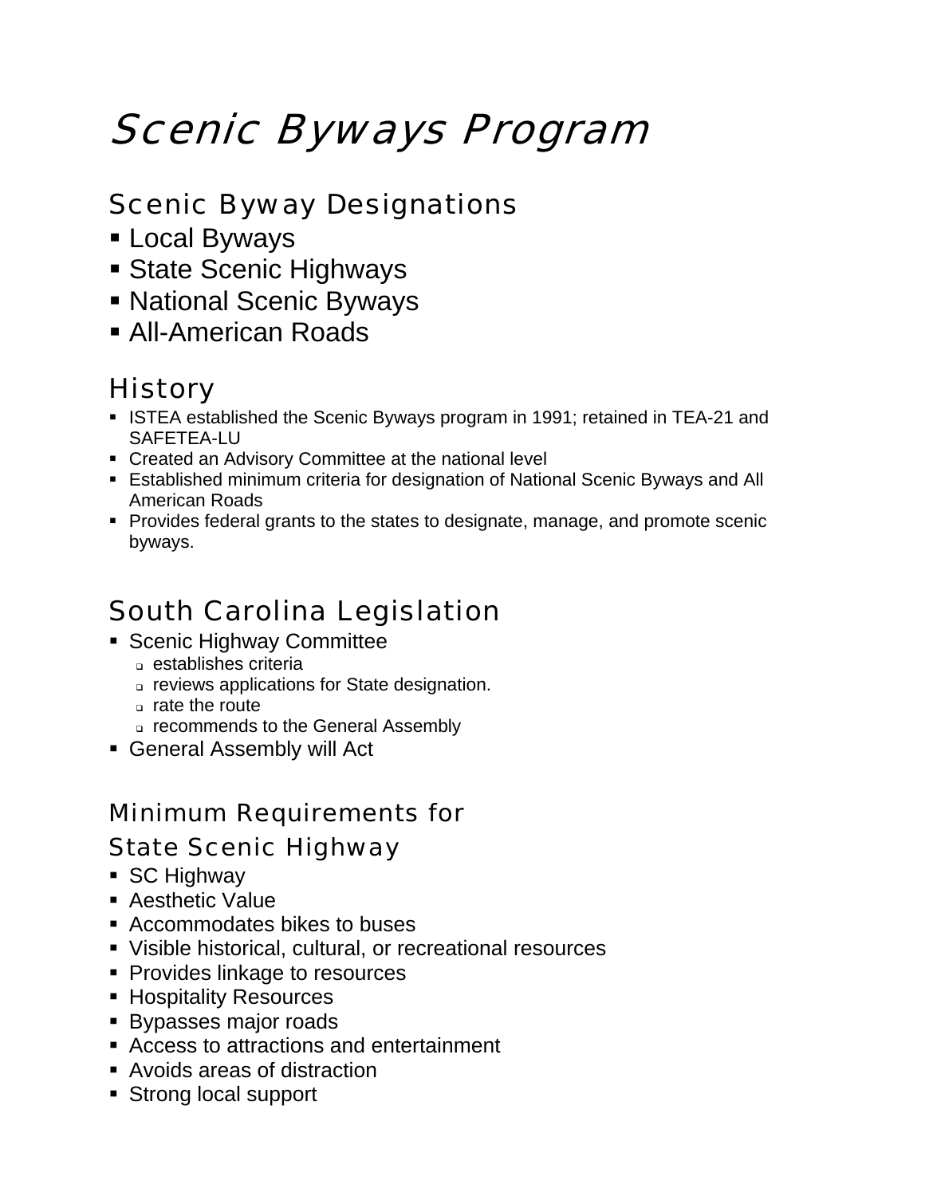# *Scenic Byways Program*

## Scenic Byway Designations

- Local Byways
- State Scenic Highways
- National Scenic Byways
- All-American Roads

## History

- ISTEA established the Scenic Byways program in 1991; retained in TEA-21 and SAFETEA-LU
- Created an Advisory Committee at the national level
- Established minimum criteria for designation of National Scenic Byways and All American Roads
- Provides federal grants to the states to designate, manage, and promote scenic byways.

## South Carolina Legislation

- Scenic Highway Committee
  - establishes criteria
  - reviews applications for State designation.
  - rate the route
  - recommends to the General Assembly
- General Assembly will Act

## Minimum Requirements for State Scenic Highway

- SC Highway
- Aesthetic Value
- Accommodates bikes to buses
- Visible historical, cultural, or recreational resources
- Provides linkage to resources
- Hospitality Resources
- Bypasses major roads
- Access to attractions and entertainment
- Avoids areas of distraction
- Strong local support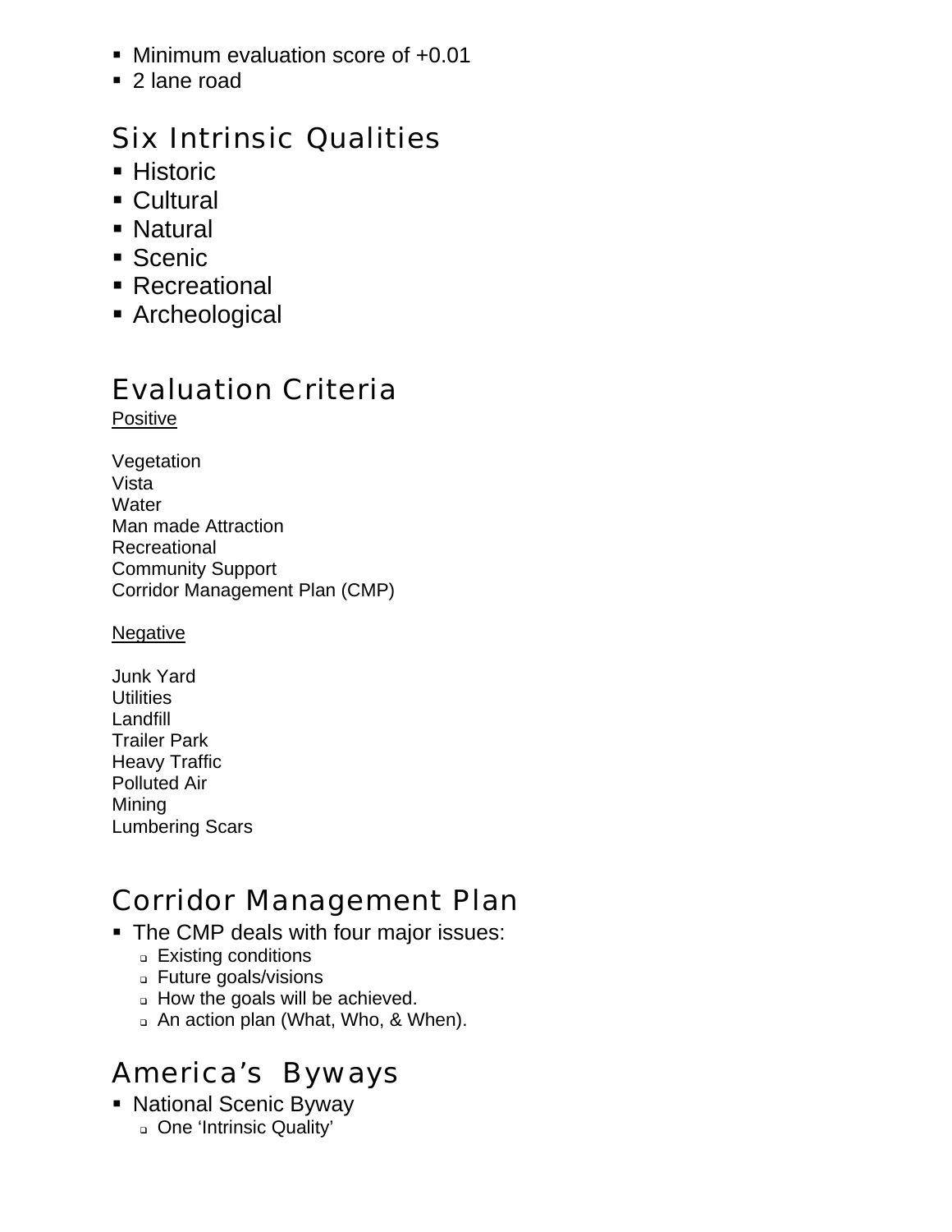- Minimum evaluation score of +0.01
- 2 lane road

## Six Intrinsic Qualities

- Historic
- Cultural
- Natural
- Scenic
- Recreational
- Archeological

## Evaluation Criteria

<u>Positive</u>

Vegetation
Vista
Water
Man made Attraction
Recreational
Community Support
Corridor Management Plan (CMP)

<u>Negative</u>

Junk Yard
Utilities
Landfill
Trailer Park
Heavy Traffic
Polluted Air
Mining
Lumbering Scars

## Corridor Management Plan

- The CMP deals with four major issues:
  - Existing conditions
  - Future goals/visions
  - How the goals will be achieved.
  - An action plan (What, Who, & When).

## America's Byways

- National Scenic Byway
  - One 'Intrinsic Quality'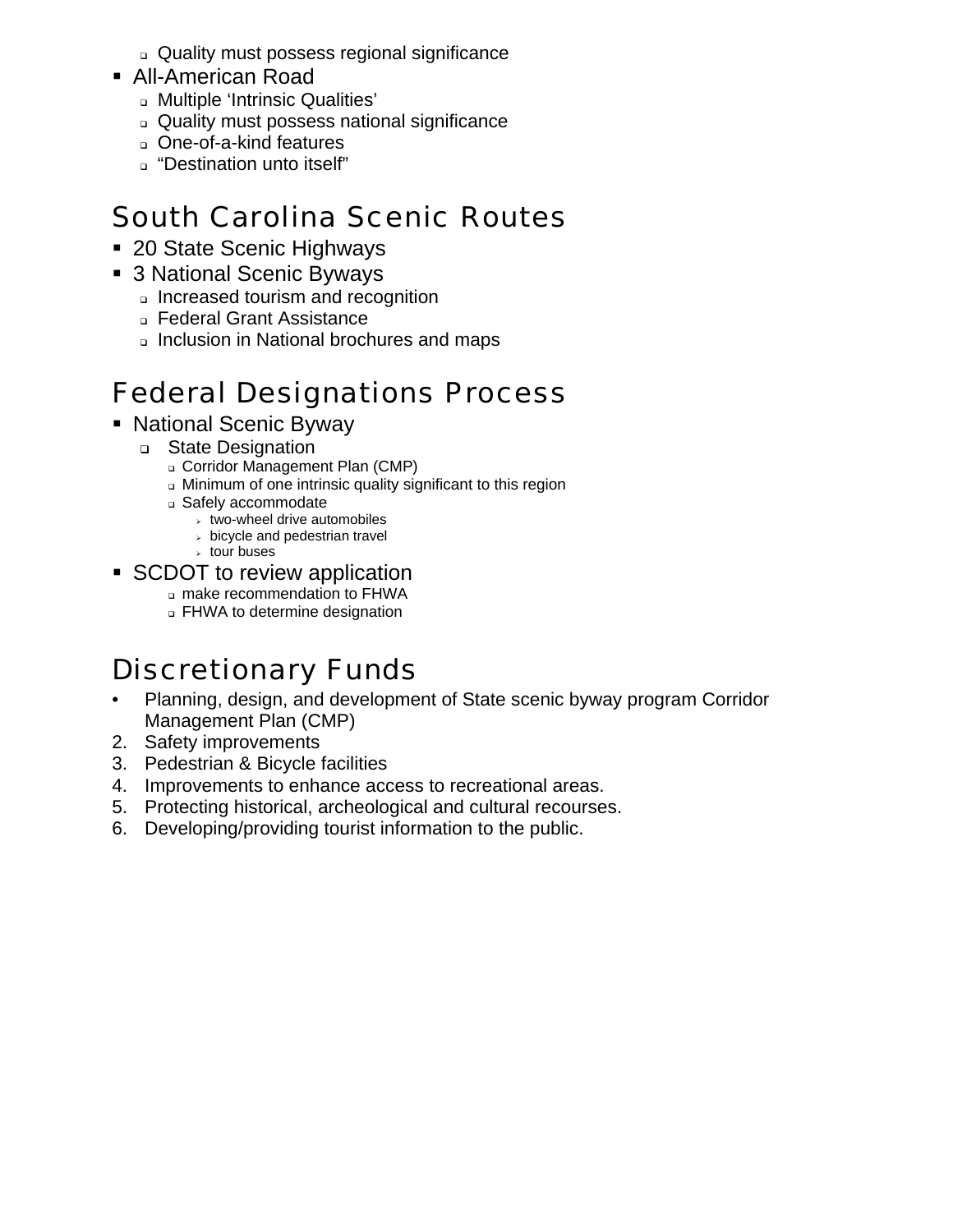- Quality must possess regional significance
- All-American Road
  - Multiple 'Intrinsic Qualities'
  - Quality must possess national significance
  - One-of-a-kind features
  - "Destination unto itself"

## South Carolina Scenic Routes

- 20 State Scenic Highways
- 3 National Scenic Byways
  - Increased tourism and recognition
  - Federal Grant Assistance
  - Inclusion in National brochures and maps

## Federal Designations Process

- National Scenic Byway
  - State Designation
    - Corridor Management Plan (CMP)
    - Minimum of one intrinsic quality significant to this region
    - Safely accommodate
      - two-wheel drive automobiles
      - bicycle and pedestrian travel
      - tour buses
- SCDOT to review application
  - make recommendation to FHWA
  - FHWA to determine designation

## Discretionary Funds

- Planning, design, and development of State scenic byway program Corridor Management Plan (CMP)
2. Safety improvements
3. Pedestrian & Bicycle facilities
4. Improvements to enhance access to recreational areas.
5. Protecting historical, archeological and cultural recourses.
6. Developing/providing tourist information to the public.